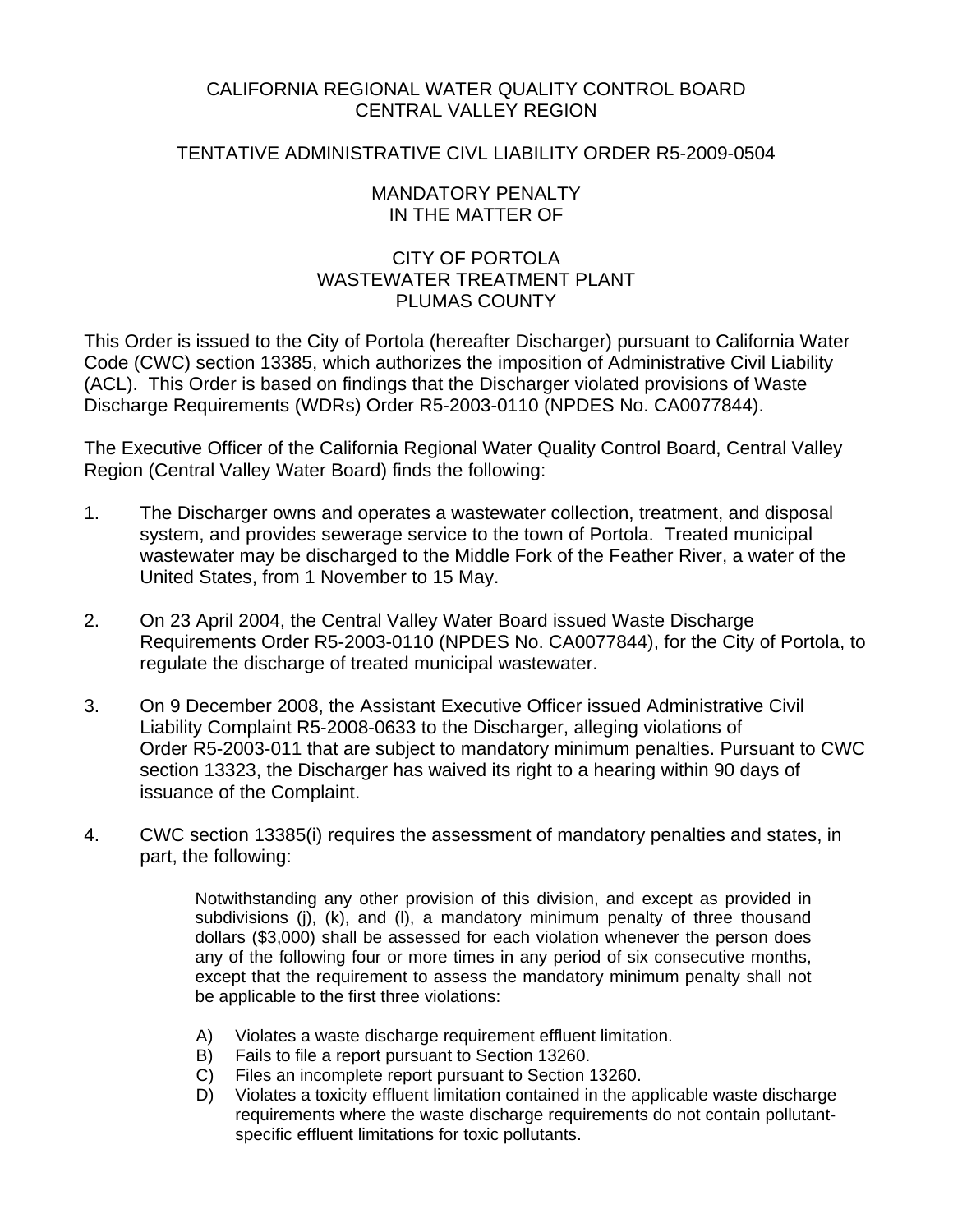CALIFORNIA REGIONAL WATER QUALITY CONTROL BOARD
CENTRAL VALLEY REGION

TENTATIVE ADMINISTRATIVE CIVL LIABILITY ORDER R5-2009-0504

MANDATORY PENALTY
IN THE MATTER OF

CITY OF PORTOLA
WASTEWATER TREATMENT PLANT
PLUMAS COUNTY

This Order is issued to the City of Portola (hereafter Discharger) pursuant to California Water Code (CWC) section 13385, which authorizes the imposition of Administrative Civil Liability (ACL). This Order is based on findings that the Discharger violated provisions of Waste Discharge Requirements (WDRs) Order R5-2003-0110 (NPDES No. CA0077844).

The Executive Officer of the California Regional Water Quality Control Board, Central Valley Region (Central Valley Water Board) finds the following:

1. The Discharger owns and operates a wastewater collection, treatment, and disposal system, and provides sewerage service to the town of Portola. Treated municipal wastewater may be discharged to the Middle Fork of the Feather River, a water of the United States, from 1 November to 15 May.

2. On 23 April 2004, the Central Valley Water Board issued Waste Discharge Requirements Order R5-2003-0110 (NPDES No. CA0077844), for the City of Portola, to regulate the discharge of treated municipal wastewater.

3. On 9 December 2008, the Assistant Executive Officer issued Administrative Civil Liability Complaint R5-2008-0633 to the Discharger, alleging violations of Order R5-2003-011 that are subject to mandatory minimum penalties. Pursuant to CWC section 13323, the Discharger has waived its right to a hearing within 90 days of issuance of the Complaint.

4. CWC section 13385(i) requires the assessment of mandatory penalties and states, in part, the following:

   > Notwithstanding any other provision of this division, and except as provided in subdivisions (j), (k), and (l), a mandatory minimum penalty of three thousand dollars ($3,000) shall be assessed for each violation whenever the person does any of the following four or more times in any period of six consecutive months, except that the requirement to assess the mandatory minimum penalty shall not be applicable to the first three violations:
   >
   > A) Violates a waste discharge requirement effluent limitation.
   > B) Fails to file a report pursuant to Section 13260.
   > C) Files an incomplete report pursuant to Section 13260.
   > D) Violates a toxicity effluent limitation contained in the applicable waste discharge requirements where the waste discharge requirements do not contain pollutant-specific effluent limitations for toxic pollutants.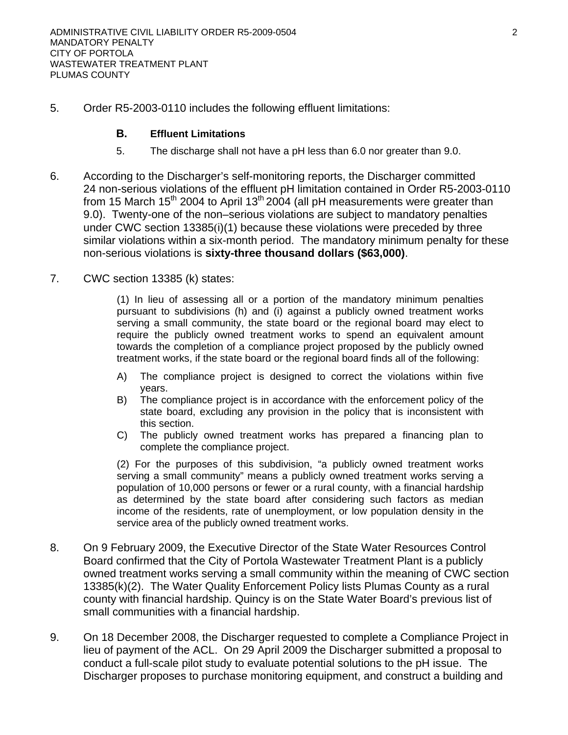5. Order R5-2003-0110 includes the following effluent limitations:

   **B. Effluent Limitations**

   5. The discharge shall not have a pH less than 6.0 nor greater than 9.0.

6. According to the Discharger's self-monitoring reports, the Discharger committed 24 non-serious violations of the effluent pH limitation contained in Order R5-2003-0110 from 15 March 15th 2004 to April 13th 2004 (all pH measurements were greater than 9.0). Twenty-one of the non–serious violations are subject to mandatory penalties under CWC section 13385(i)(1) because these violations were preceded by three similar violations within a six-month period. The mandatory minimum penalty for these non-serious violations is **sixty-three thousand dollars ($63,000)**.

7. CWC section 13385 (k) states:

   (1) In lieu of assessing all or a portion of the mandatory minimum penalties pursuant to subdivisions (h) and (i) against a publicly owned treatment works serving a small community, the state board or the regional board may elect to require the publicly owned treatment works to spend an equivalent amount towards the completion of a compliance project proposed by the publicly owned treatment works, if the state board or the regional board finds all of the following:

   A) The compliance project is designed to correct the violations within five years.
   B) The compliance project is in accordance with the enforcement policy of the state board, excluding any provision in the policy that is inconsistent with this section.
   C) The publicly owned treatment works has prepared a financing plan to complete the compliance project.

   (2) For the purposes of this subdivision, "a publicly owned treatment works serving a small community" means a publicly owned treatment works serving a population of 10,000 persons or fewer or a rural county, with a financial hardship as determined by the state board after considering such factors as median income of the residents, rate of unemployment, or low population density in the service area of the publicly owned treatment works.

8. On 9 February 2009, the Executive Director of the State Water Resources Control Board confirmed that the City of Portola Wastewater Treatment Plant is a publicly owned treatment works serving a small community within the meaning of CWC section 13385(k)(2). The Water Quality Enforcement Policy lists Plumas County as a rural county with financial hardship. Quincy is on the State Water Board's previous list of small communities with a financial hardship.

9. On 18 December 2008, the Discharger requested to complete a Compliance Project in lieu of payment of the ACL. On 29 April 2009 the Discharger submitted a proposal to conduct a full-scale pilot study to evaluate potential solutions to the pH issue. The Discharger proposes to purchase monitoring equipment, and construct a building and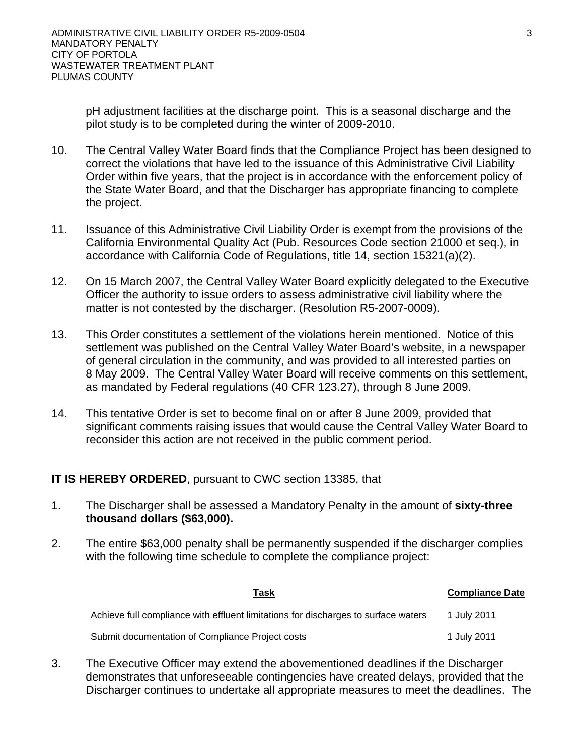pH adjustment facilities at the discharge point. This is a seasonal discharge and the pilot study is to be completed during the winter of 2009-2010.

10. The Central Valley Water Board finds that the Compliance Project has been designed to correct the violations that have led to the issuance of this Administrative Civil Liability Order within five years, that the project is in accordance with the enforcement policy of the State Water Board, and that the Discharger has appropriate financing to complete the project.

11. Issuance of this Administrative Civil Liability Order is exempt from the provisions of the California Environmental Quality Act (Pub. Resources Code section 21000 et seq.), in accordance with California Code of Regulations, title 14, section 15321(a)(2).

12. On 15 March 2007, the Central Valley Water Board explicitly delegated to the Executive Officer the authority to issue orders to assess administrative civil liability where the matter is not contested by the discharger. (Resolution R5-2007-0009).

13. This Order constitutes a settlement of the violations herein mentioned. Notice of this settlement was published on the Central Valley Water Board's website, in a newspaper of general circulation in the community, and was provided to all interested parties on 8 May 2009. The Central Valley Water Board will receive comments on this settlement, as mandated by Federal regulations (40 CFR 123.27), through 8 June 2009.

14. This tentative Order is set to become final on or after 8 June 2009, provided that significant comments raising issues that would cause the Central Valley Water Board to reconsider this action are not received in the public comment period.

**IT IS HEREBY ORDERED**, pursuant to CWC section 13385, that

1. The Discharger shall be assessed a Mandatory Penalty in the amount of **sixty-three thousand dollars ($63,000).**

2. The entire $63,000 penalty shall be permanently suspended if the discharger complies with the following time schedule to complete the compliance project:

| Task | Compliance Date |
|---|---|
| Achieve full compliance with effluent limitations for discharges to surface waters | 1 July 2011 |
| Submit documentation of Compliance Project costs | 1 July 2011 |

3. The Executive Officer may extend the abovementioned deadlines if the Discharger demonstrates that unforeseeable contingencies have created delays, provided that the Discharger continues to undertake all appropriate measures to meet the deadlines. The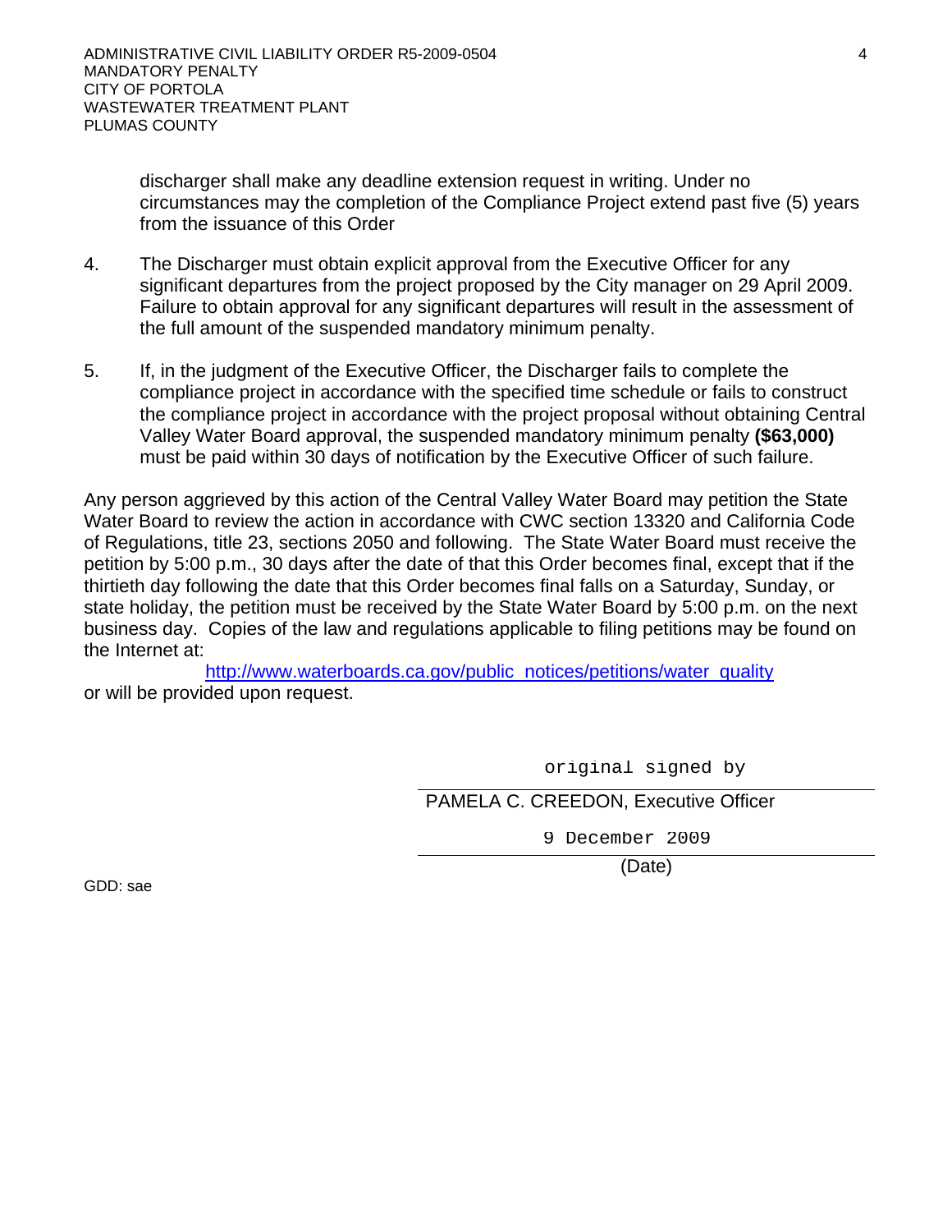discharger shall make any deadline extension request in writing. Under no circumstances may the completion of the Compliance Project extend past five (5) years from the issuance of this Order

4. The Discharger must obtain explicit approval from the Executive Officer for any significant departures from the project proposed by the City manager on 29 April 2009. Failure to obtain approval for any significant departures will result in the assessment of the full amount of the suspended mandatory minimum penalty.

5. If, in the judgment of the Executive Officer, the Discharger fails to complete the compliance project in accordance with the specified time schedule or fails to construct the compliance project in accordance with the project proposal without obtaining Central Valley Water Board approval, the suspended mandatory minimum penalty **($63,000)** must be paid within 30 days of notification by the Executive Officer of such failure.

Any person aggrieved by this action of the Central Valley Water Board may petition the State Water Board to review the action in accordance with CWC section 13320 and California Code of Regulations, title 23, sections 2050 and following. The State Water Board must receive the petition by 5:00 p.m., 30 days after the date of that this Order becomes final, except that if the thirtieth day following the date that this Order becomes final falls on a Saturday, Sunday, or state holiday, the petition must be received by the State Water Board by 5:00 p.m. on the next business day. Copies of the law and regulations applicable to filing petitions may be found on the Internet at:

http://www.waterboards.ca.gov/public_notices/petitions/water_quality

or will be provided upon request.

original signed by

PAMELA C. CREEDON, Executive Officer

9 December 2009

(Date)

GDD: sae